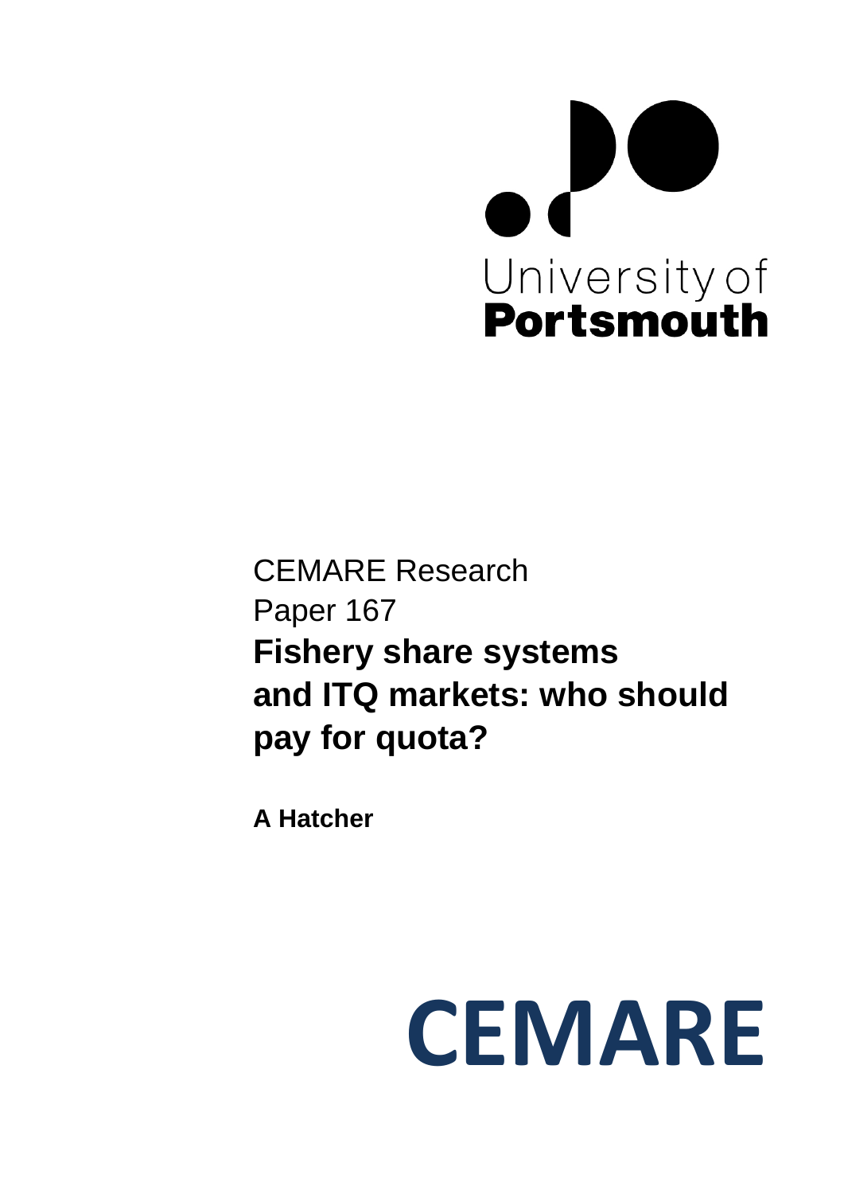University of **Portsmouth**

CEMARE Research Paper 167

# Fishery share systems and ITQ markets: who should pay for quota?

**A Hatcher**

CEMARE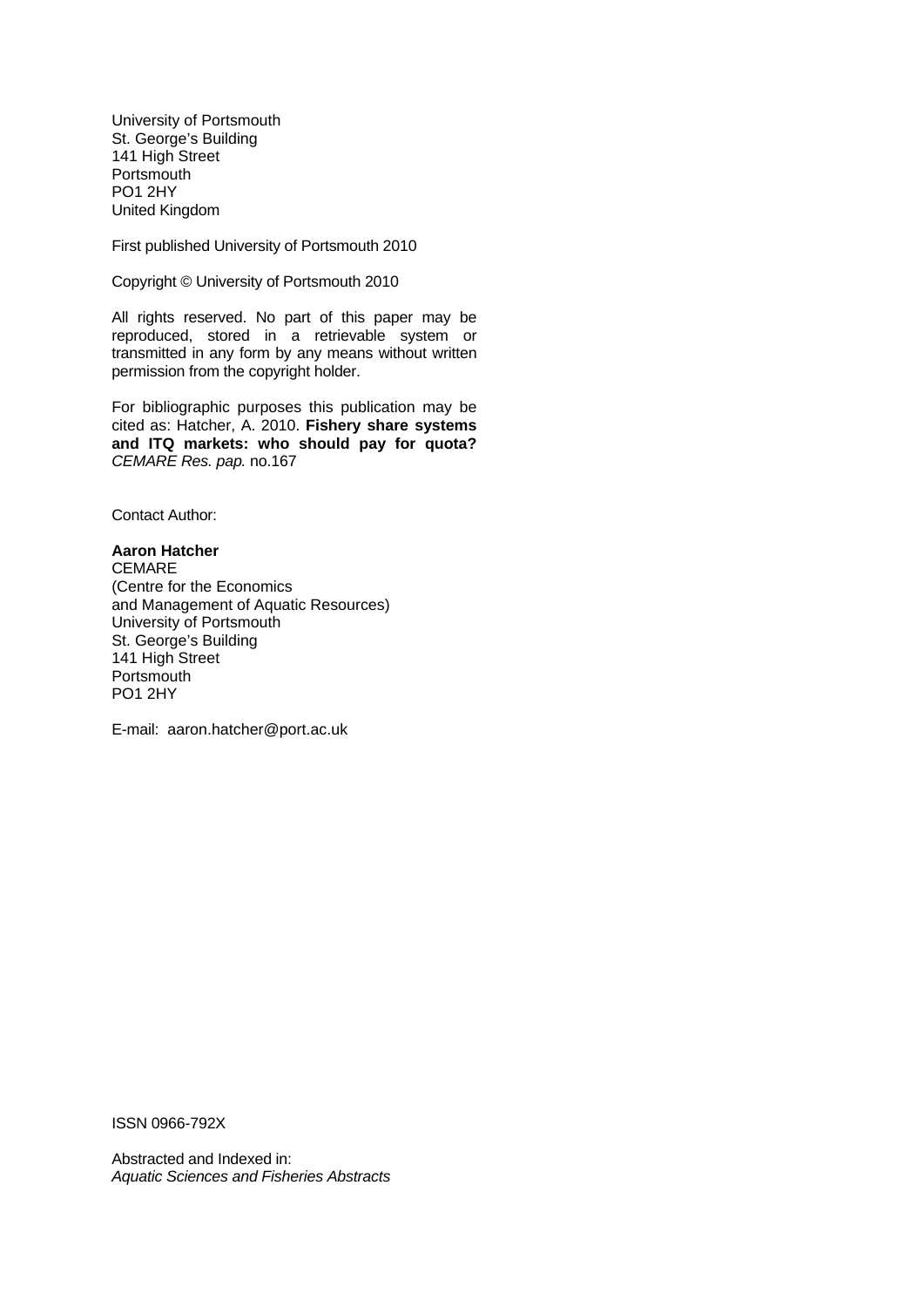University of Portsmouth
St. George's Building
141 High Street
Portsmouth
PO1 2HY
United Kingdom

First published University of Portsmouth 2010

Copyright © University of Portsmouth 2010

All rights reserved. No part of this paper may be reproduced, stored in a retrievable system or transmitted in any form by any means without written permission from the copyright holder.

For bibliographic purposes this publication may be cited as: Hatcher, A. 2010. **Fishery share systems and ITQ markets: who should pay for quota?** *CEMARE Res. pap.* no.167

Contact Author:

**Aaron Hatcher**
CEMARE
(Centre for the Economics
and Management of Aquatic Resources)
University of Portsmouth
St. George's Building
141 High Street
Portsmouth
PO1 2HY

E-mail: aaron.hatcher@port.ac.uk

ISSN 0966-792X

Abstracted and Indexed in:
*Aquatic Sciences and Fisheries Abstracts*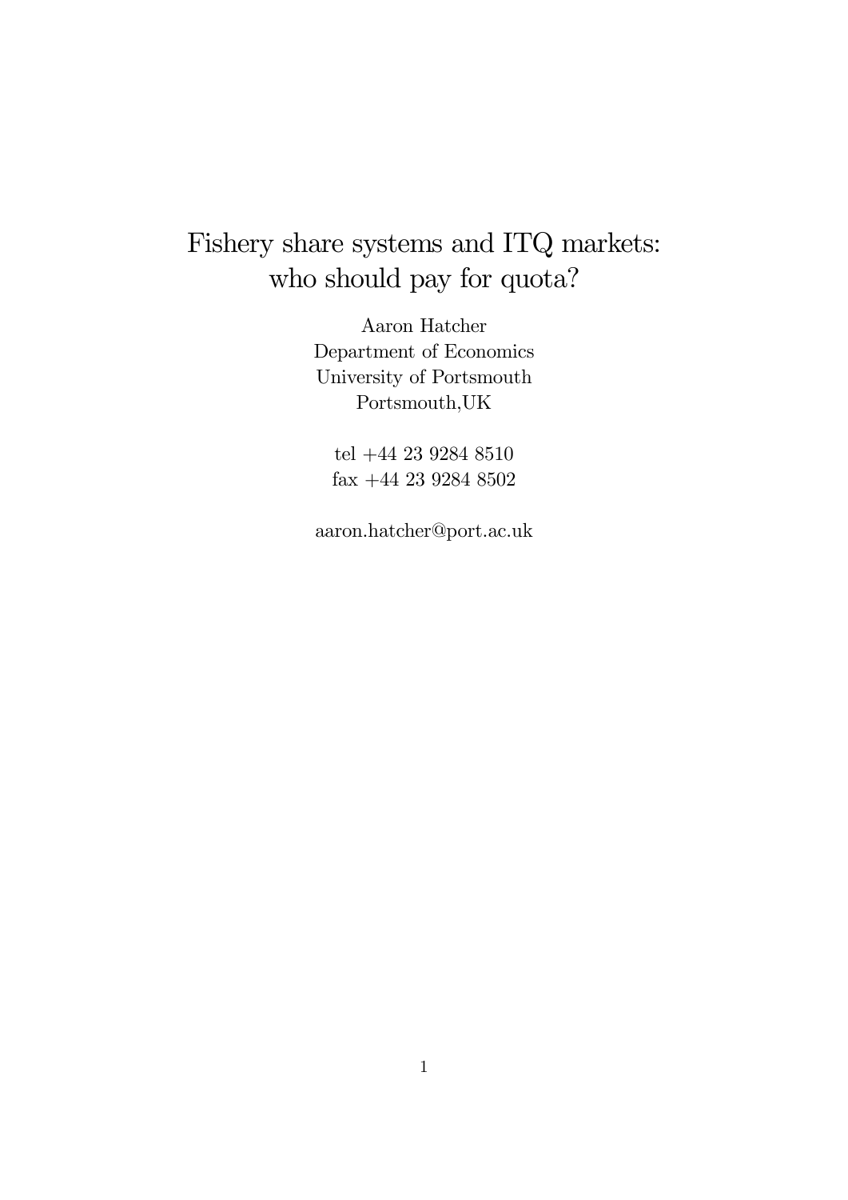# Fishery share systems and ITQ markets: who should pay for quota?

Aaron Hatcher
Department of Economics
University of Portsmouth
Portsmouth,UK

tel +44 23 9284 8510
fax +44 23 9284 8502

aaron.hatcher@port.ac.uk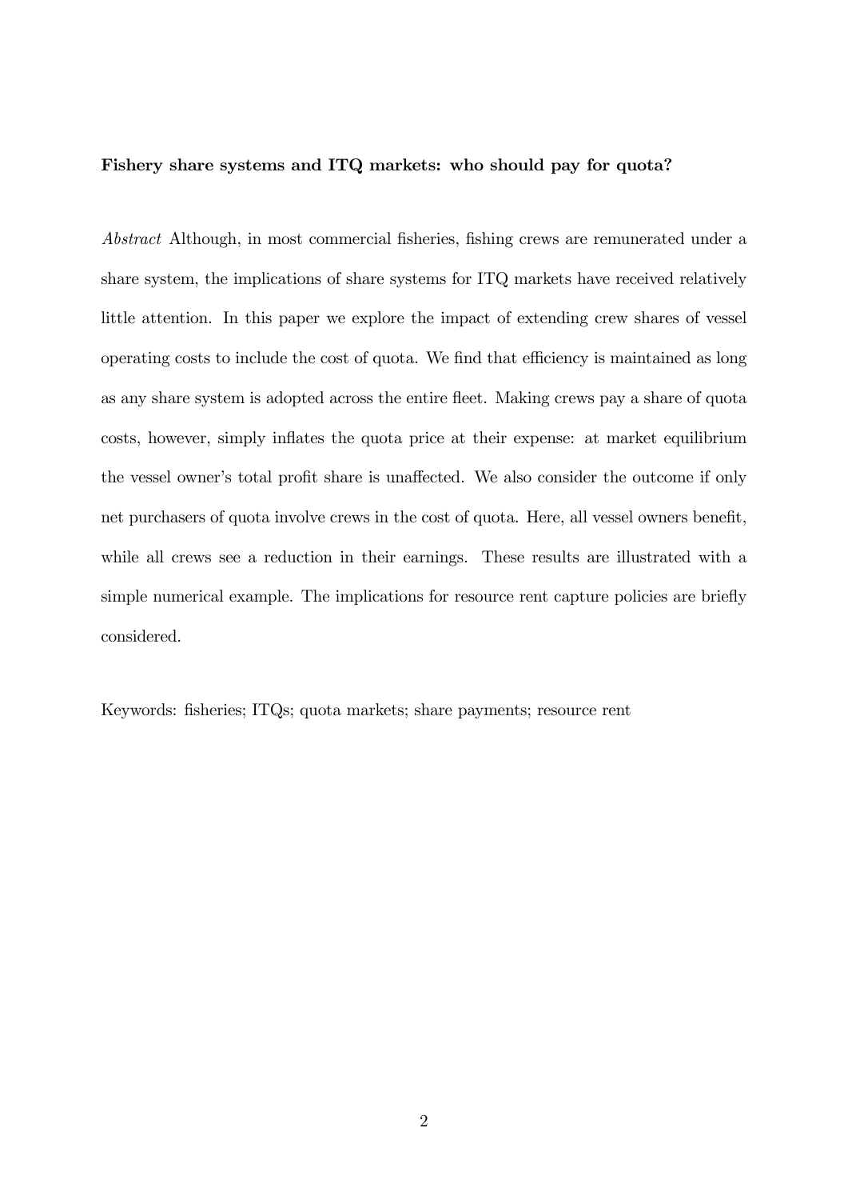**Fishery share systems and ITQ markets: who should pay for quota?**

*Abstract* Although, in most commercial fisheries, fishing crews are remunerated under a share system, the implications of share systems for ITQ markets have received relatively little attention. In this paper we explore the impact of extending crew shares of vessel operating costs to include the cost of quota. We find that efficiency is maintained as long as any share system is adopted across the entire fleet. Making crews pay a share of quota costs, however, simply inflates the quota price at their expense: at market equilibrium the vessel owner's total profit share is unaffected. We also consider the outcome if only net purchasers of quota involve crews in the cost of quota. Here, all vessel owners benefit, while all crews see a reduction in their earnings. These results are illustrated with a simple numerical example. The implications for resource rent capture policies are briefly considered.

Keywords: fisheries; ITQs; quota markets; share payments; resource rent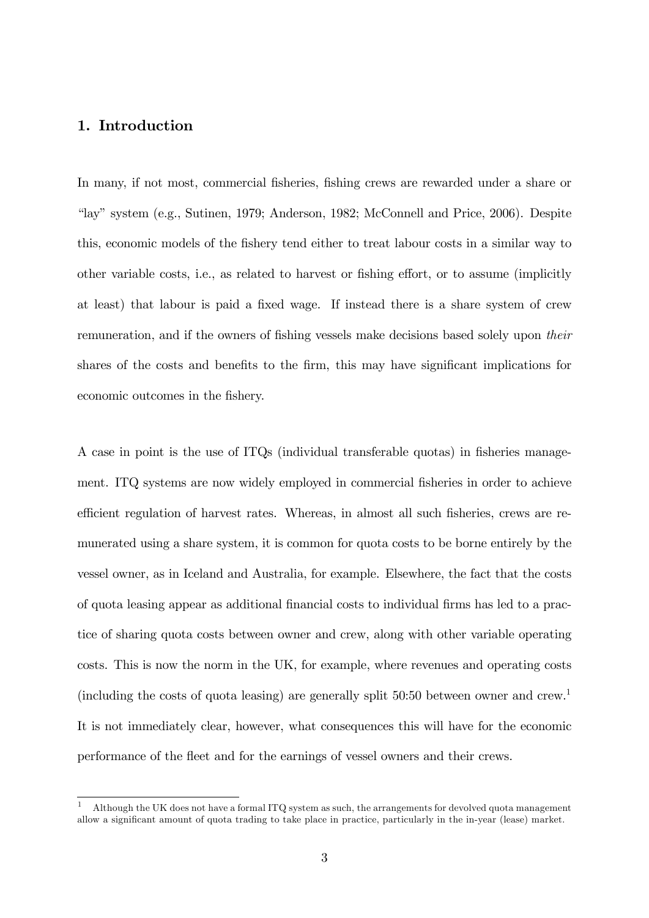## 1. Introduction

In many, if not most, commercial fisheries, fishing crews are rewarded under a share or "lay" system (e.g., Sutinen, 1979; Anderson, 1982; McConnell and Price, 2006). Despite this, economic models of the fishery tend either to treat labour costs in a similar way to other variable costs, i.e., as related to harvest or fishing effort, or to assume (implicitly at least) that labour is paid a fixed wage. If instead there is a share system of crew remuneration, and if the owners of fishing vessels make decisions based solely upon *their* shares of the costs and benefits to the firm, this may have significant implications for economic outcomes in the fishery.

A case in point is the use of ITQs (individual transferable quotas) in fisheries management. ITQ systems are now widely employed in commercial fisheries in order to achieve efficient regulation of harvest rates. Whereas, in almost all such fisheries, crews are remunerated using a share system, it is common for quota costs to be borne entirely by the vessel owner, as in Iceland and Australia, for example. Elsewhere, the fact that the costs of quota leasing appear as additional financial costs to individual firms has led to a practice of sharing quota costs between owner and crew, along with other variable operating costs. This is now the norm in the UK, for example, where revenues and operating costs (including the costs of quota leasing) are generally split 50:50 between owner and crew.[1] It is not immediately clear, however, what consequences this will have for the economic performance of the fleet and for the earnings of vessel owners and their crews.

[1] Although the UK does not have a formal ITQ system as such, the arrangements for devolved quota management allow a significant amount of quota trading to take place in practice, particularly in the in-year (lease) market.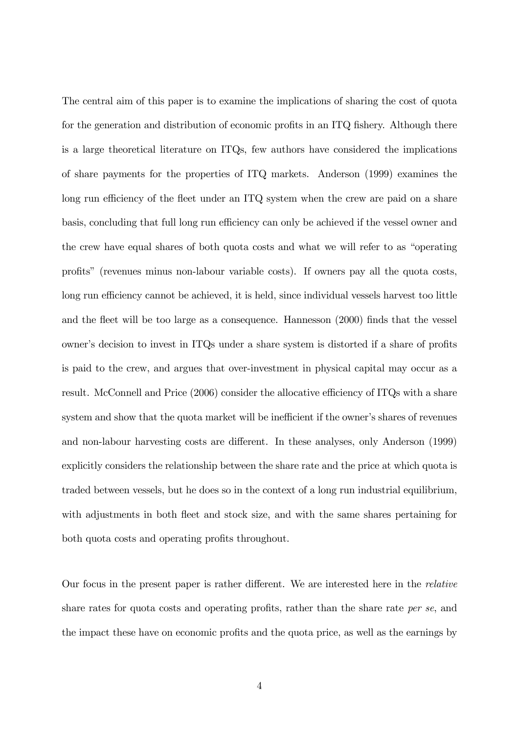The central aim of this paper is to examine the implications of sharing the cost of quota for the generation and distribution of economic profits in an ITQ fishery. Although there is a large theoretical literature on ITQs, few authors have considered the implications of share payments for the properties of ITQ markets. Anderson (1999) examines the long run efficiency of the fleet under an ITQ system when the crew are paid on a share basis, concluding that full long run efficiency can only be achieved if the vessel owner and the crew have equal shares of both quota costs and what we will refer to as "operating profits" (revenues minus non-labour variable costs). If owners pay all the quota costs, long run efficiency cannot be achieved, it is held, since individual vessels harvest too little and the fleet will be too large as a consequence. Hannesson (2000) finds that the vessel owner's decision to invest in ITQs under a share system is distorted if a share of profits is paid to the crew, and argues that over-investment in physical capital may occur as a result. McConnell and Price (2006) consider the allocative efficiency of ITQs with a share system and show that the quota market will be inefficient if the owner's shares of revenues and non-labour harvesting costs are different. In these analyses, only Anderson (1999) explicitly considers the relationship between the share rate and the price at which quota is traded between vessels, but he does so in the context of a long run industrial equilibrium, with adjustments in both fleet and stock size, and with the same shares pertaining for both quota costs and operating profits throughout.

Our focus in the present paper is rather different. We are interested here in the *relative* share rates for quota costs and operating profits, rather than the share rate *per se*, and the impact these have on economic profits and the quota price, as well as the earnings by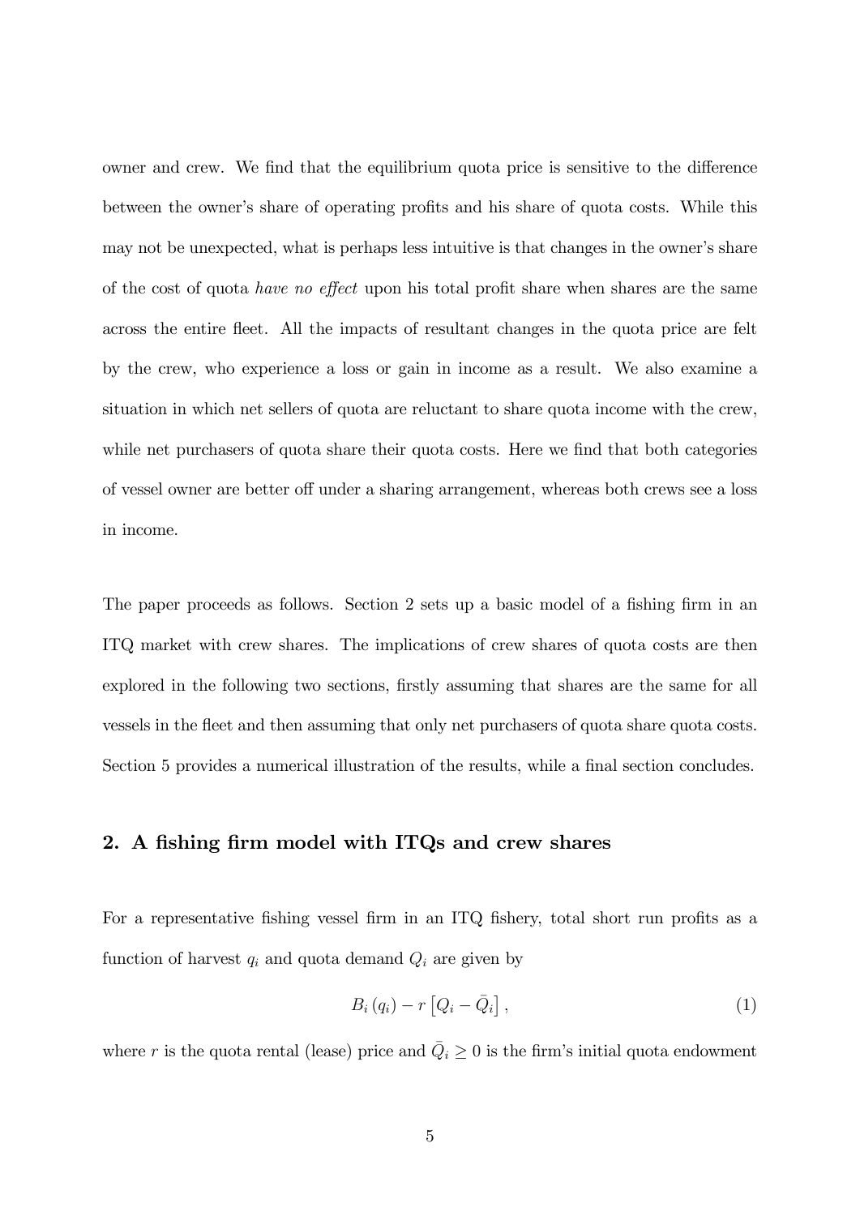owner and crew. We find that the equilibrium quota price is sensitive to the difference between the owner's share of operating profits and his share of quota costs. While this may not be unexpected, what is perhaps less intuitive is that changes in the owner's share of the cost of quota *have no effect* upon his total profit share when shares are the same across the entire fleet. All the impacts of resultant changes in the quota price are felt by the crew, who experience a loss or gain in income as a result. We also examine a situation in which net sellers of quota are reluctant to share quota income with the crew, while net purchasers of quota share their quota costs. Here we find that both categories of vessel owner are better off under a sharing arrangement, whereas both crews see a loss in income.

The paper proceeds as follows. Section 2 sets up a basic model of a fishing firm in an ITQ market with crew shares. The implications of crew shares of quota costs are then explored in the following two sections, firstly assuming that shares are the same for all vessels in the fleet and then assuming that only net purchasers of quota share quota costs. Section 5 provides a numerical illustration of the results, while a final section concludes.

## 2. A fishing firm model with ITQs and crew shares

For a representative fishing vessel firm in an ITQ fishery, total short run profits as a function of harvest $q_i$ and quota demand $Q_i$ are given by

$$B_i(q_i) - r\left[Q_i - \bar{Q}_i\right], \tag{1}$$

where $r$ is the quota rental (lease) price and $\bar{Q}_i \geq 0$ is the firm's initial quota endowment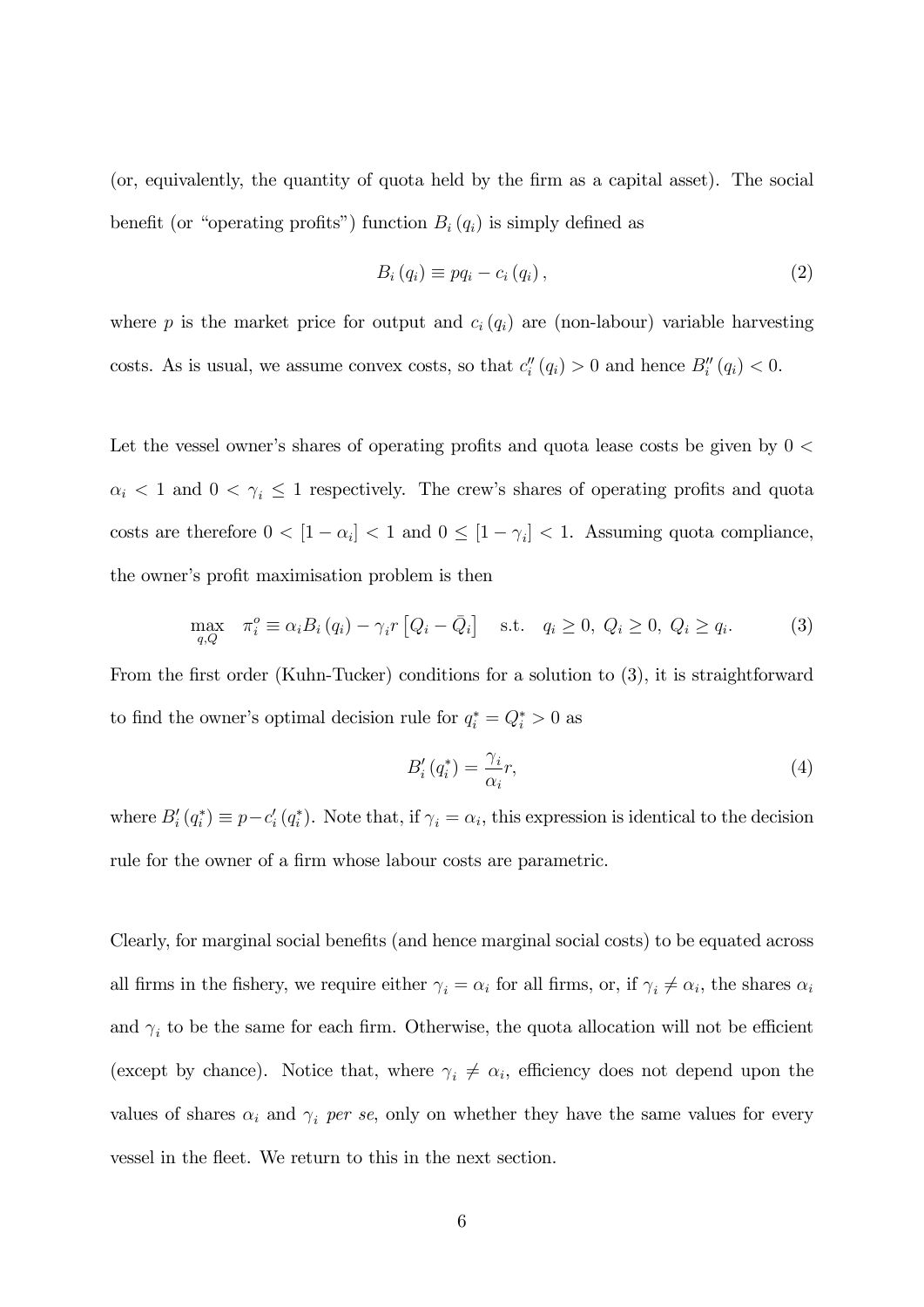(or, equivalently, the quantity of quota held by the firm as a capital asset). The social benefit (or "operating profits") function $B_i(q_i)$ is simply defined as

$$B_i(q_i) \equiv pq_i - c_i(q_i), \tag{2}$$

where $p$ is the market price for output and $c_i(q_i)$ are (non-labour) variable harvesting costs. As is usual, we assume convex costs, so that $c_i''(q_i) > 0$ and hence $B_i''(q_i) < 0$.

Let the vessel owner's shares of operating profits and quota lease costs be given by $0 < \alpha_i < 1$ and $0 < \gamma_i \leq 1$ respectively. The crew's shares of operating profits and quota costs are therefore $0 < [1 - \alpha_i] < 1$ and $0 \leq [1 - \gamma_i] < 1$. Assuming quota compliance, the owner's profit maximisation problem is then

$$\max_{q,Q} \quad \pi_i^o \equiv \alpha_i B_i(q_i) - \gamma_i r\left[Q_i - \bar{Q}_i\right] \quad \text{s.t.} \quad q_i \geq 0,\ Q_i \geq 0,\ Q_i \geq q_i. \tag{3}$$

From the first order (Kuhn-Tucker) conditions for a solution to (3), it is straightforward to find the owner's optimal decision rule for $q_i^* = Q_i^* > 0$ as

$$B_i'(q_i^*) = \frac{\gamma_i}{\alpha_i}r, \tag{4}$$

where $B_i'(q_i^*) \equiv p - c_i'(q_i^*)$. Note that, if $\gamma_i = \alpha_i$, this expression is identical to the decision rule for the owner of a firm whose labour costs are parametric.

Clearly, for marginal social benefits (and hence marginal social costs) to be equated across all firms in the fishery, we require either $\gamma_i = \alpha_i$ for all firms, or, if $\gamma_i \neq \alpha_i$, the shares $\alpha_i$ and $\gamma_i$ to be the same for each firm. Otherwise, the quota allocation will not be efficient (except by chance). Notice that, where $\gamma_i \neq \alpha_i$, efficiency does not depend upon the values of shares $\alpha_i$ and $\gamma_i$ *per se*, only on whether they have the same values for every vessel in the fleet. We return to this in the next section.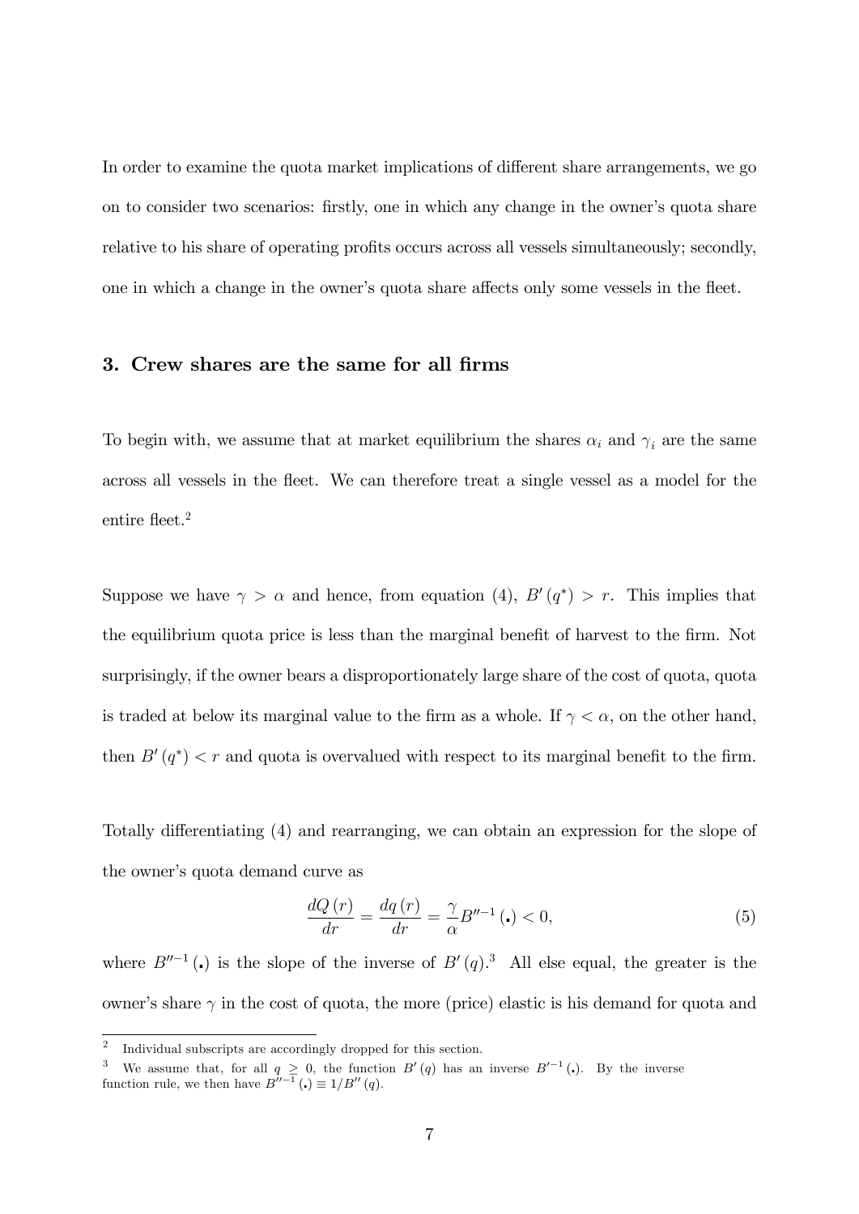In order to examine the quota market implications of different share arrangements, we go on to consider two scenarios: firstly, one in which any change in the owner's quota share relative to his share of operating profits occurs across all vessels simultaneously; secondly, one in which a change in the owner's quota share affects only some vessels in the fleet.

## 3. Crew shares are the same for all firms

To begin with, we assume that at market equilibrium the shares $\alpha_i$ and $\gamma_i$ are the same across all vessels in the fleet. We can therefore treat a single vessel as a model for the entire fleet.[2]

Suppose we have $\gamma > \alpha$ and hence, from equation (4), $B'(q^*) > r$. This implies that the equilibrium quota price is less than the marginal benefit of harvest to the firm. Not surprisingly, if the owner bears a disproportionately large share of the cost of quota, quota is traded at below its marginal value to the firm as a whole. If $\gamma < \alpha$, on the other hand, then $B'(q^*) < r$ and quota is overvalued with respect to its marginal benefit to the firm.

Totally differentiating (4) and rearranging, we can obtain an expression for the slope of the owner's quota demand curve as

$$\frac{dQ(r)}{dr} = \frac{dq(r)}{dr} = \frac{\gamma}{\alpha} B''^{-1}(.) < 0, \tag{5}$$

where $B''^{-1}(.)$ is the slope of the inverse of $B'(q)$.[3] All else equal, the greater is the owner's share $\gamma$ in the cost of quota, the more (price) elastic is his demand for quota and

---

[2] Individual subscripts are accordingly dropped for this section.

[3] We assume that, for all $q \geq 0$, the function $B'(q)$ has an inverse $B'^{-1}(.)$. By the inverse function rule, we then have $B''^{-1}(.) \equiv 1/B''(q)$.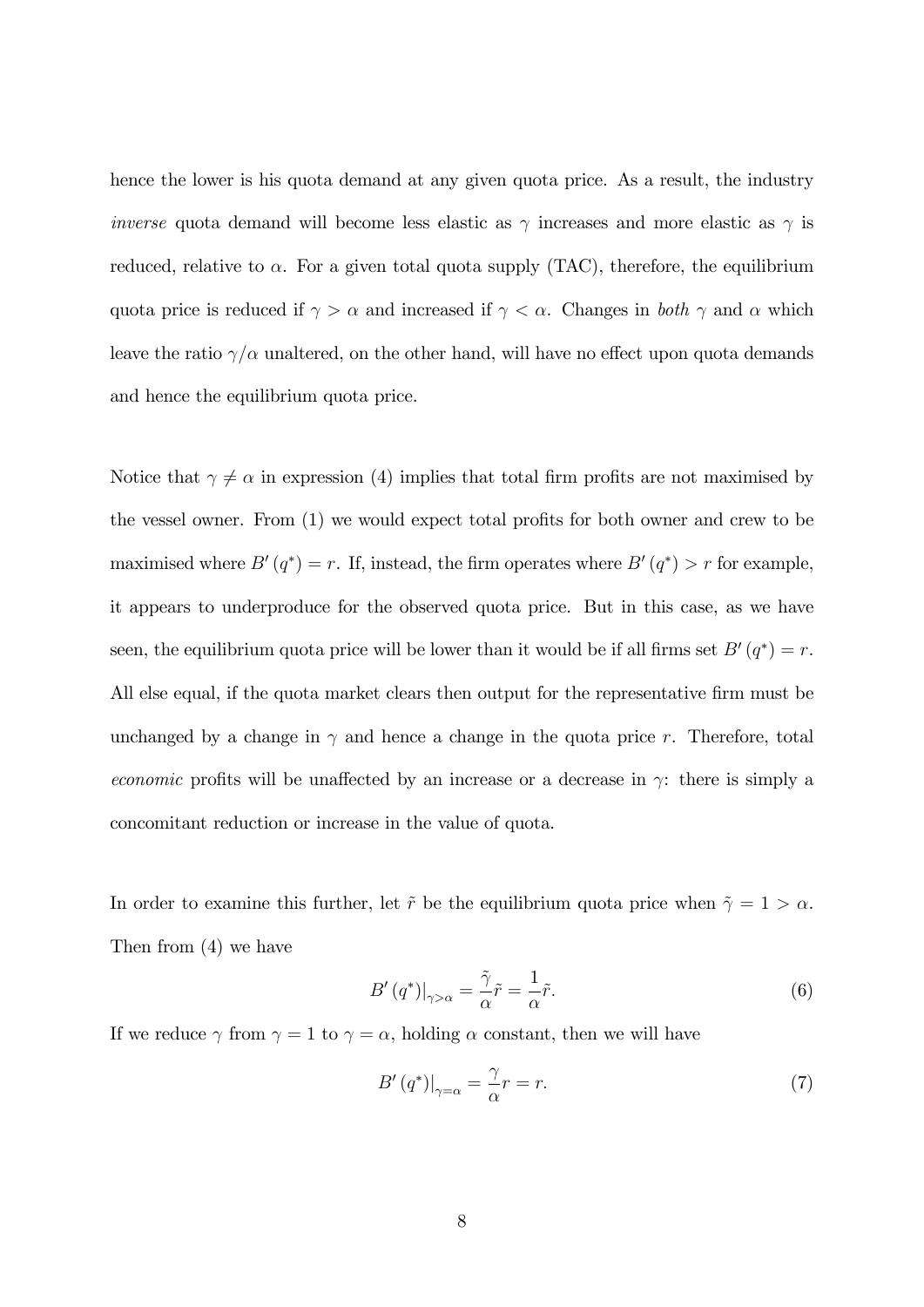hence the lower is his quota demand at any given quota price. As a result, the industry *inverse* quota demand will become less elastic as $\gamma$ increases and more elastic as $\gamma$ is reduced, relative to $\alpha$. For a given total quota supply (TAC), therefore, the equilibrium quota price is reduced if $\gamma > \alpha$ and increased if $\gamma < \alpha$. Changes in *both* $\gamma$ and $\alpha$ which leave the ratio $\gamma/\alpha$ unaltered, on the other hand, will have no effect upon quota demands and hence the equilibrium quota price.

Notice that $\gamma \neq \alpha$ in expression (4) implies that total firm profits are not maximised by the vessel owner. From (1) we would expect total profits for both owner and crew to be maximised where $B'(q^*) = r$. If, instead, the firm operates where $B'(q^*) > r$ for example, it appears to underproduce for the observed quota price. But in this case, as we have seen, the equilibrium quota price will be lower than it would be if all firms set $B'(q^*) = r$. All else equal, if the quota market clears then output for the representative firm must be unchanged by a change in $\gamma$ and hence a change in the quota price $r$. Therefore, total *economic* profits will be unaffected by an increase or a decrease in $\gamma$: there is simply a concomitant reduction or increase in the value of quota.

In order to examine this further, let $\tilde{r}$ be the equilibrium quota price when $\tilde{\gamma} = 1 > \alpha$. Then from (4) we have

$$B'(q^*)|_{\gamma > \alpha} = \frac{\tilde{\gamma}}{\alpha}\tilde{r} = \frac{1}{\alpha}\tilde{r}. \tag{6}$$

If we reduce $\gamma$ from $\gamma = 1$ to $\gamma = \alpha$, holding $\alpha$ constant, then we will have

$$B'(q^*)|_{\gamma = \alpha} = \frac{\gamma}{\alpha} r = r. \tag{7}$$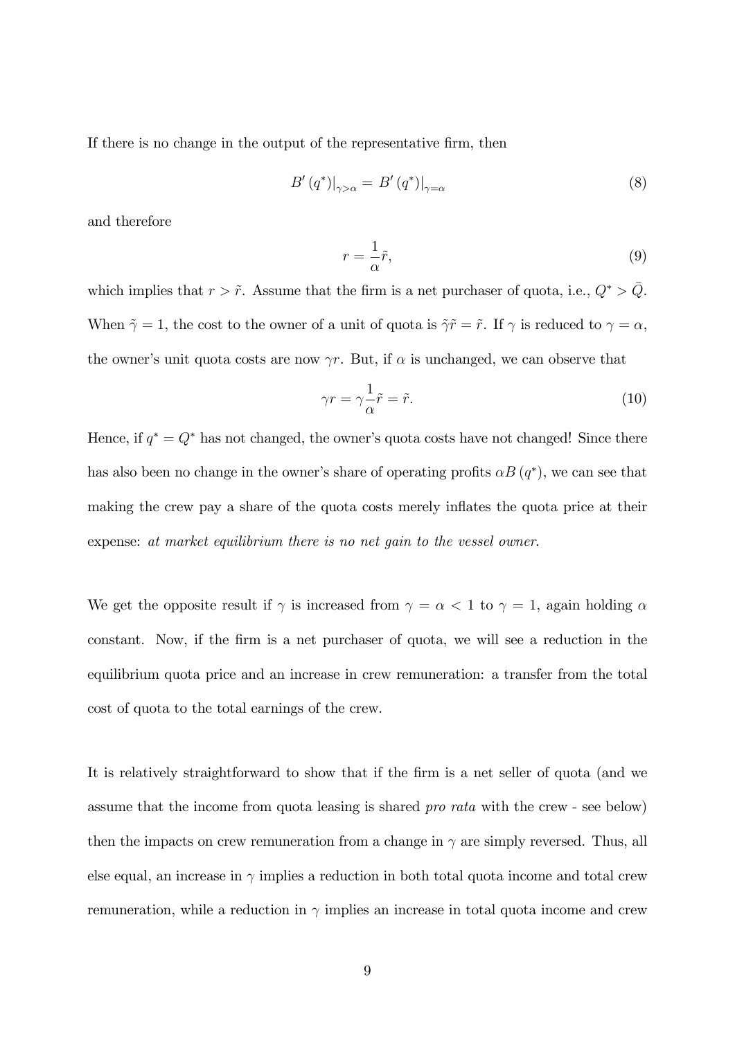If there is no change in the output of the representative firm, then

$$B'(q^*)\big|_{\gamma>\alpha} = B'(q^*)\big|_{\gamma=\alpha} \tag{8}$$

and therefore

$$r = \frac{1}{\alpha}\tilde{r}, \tag{9}$$

which implies that $r > \tilde{r}$. Assume that the firm is a net purchaser of quota, i.e., $Q^* > \bar{Q}$. When $\tilde{\gamma} = 1$, the cost to the owner of a unit of quota is $\tilde{\gamma}\tilde{r} = \tilde{r}$. If $\gamma$ is reduced to $\gamma = \alpha$, the owner's unit quota costs are now $\gamma r$. But, if $\alpha$ is unchanged, we can observe that

$$\gamma r = \gamma \frac{1}{\alpha}\tilde{r} = \tilde{r}. \tag{10}$$

Hence, if $q^* = Q^*$ has not changed, the owner's quota costs have not changed! Since there has also been no change in the owner's share of operating profits $\alpha B(q^*)$, we can see that making the crew pay a share of the quota costs merely inflates the quota price at their expense: *at market equilibrium there is no net gain to the vessel owner.*

We get the opposite result if $\gamma$ is increased from $\gamma = \alpha < 1$ to $\gamma = 1$, again holding $\alpha$ constant. Now, if the firm is a net purchaser of quota, we will see a reduction in the equilibrium quota price and an increase in crew remuneration: a transfer from the total cost of quota to the total earnings of the crew.

It is relatively straightforward to show that if the firm is a net seller of quota (and we assume that the income from quota leasing is shared *pro rata* with the crew - see below) then the impacts on crew remuneration from a change in $\gamma$ are simply reversed. Thus, all else equal, an increase in $\gamma$ implies a reduction in both total quota income and total crew remuneration, while a reduction in $\gamma$ implies an increase in total quota income and crew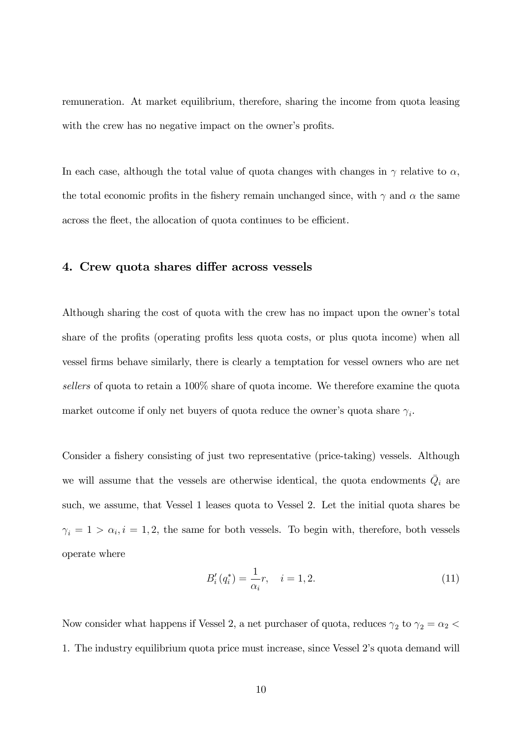remuneration. At market equilibrium, therefore, sharing the income from quota leasing with the crew has no negative impact on the owner's profits.

In each case, although the total value of quota changes with changes in $\gamma$ relative to $\alpha$, the total economic profits in the fishery remain unchanged since, with $\gamma$ and $\alpha$ the same across the fleet, the allocation of quota continues to be efficient.

## 4. Crew quota shares differ across vessels

Although sharing the cost of quota with the crew has no impact upon the owner's total share of the profits (operating profits less quota costs, or plus quota income) when all vessel firms behave similarly, there is clearly a temptation for vessel owners who are net *sellers* of quota to retain a 100% share of quota income. We therefore examine the quota market outcome if only net buyers of quota reduce the owner's quota share $\gamma_i$.

Consider a fishery consisting of just two representative (price-taking) vessels. Although we will assume that the vessels are otherwise identical, the quota endowments $\bar{Q}_i$ are such, we assume, that Vessel 1 leases quota to Vessel 2. Let the initial quota shares be $\gamma_i = 1 > \alpha_i, i = 1, 2$, the same for both vessels. To begin with, therefore, both vessels operate where

$$B_i'(q_i^*) = \frac{1}{\alpha_i} r, \quad i = 1, 2. \tag{11}$$

Now consider what happens if Vessel 2, a net purchaser of quota, reduces $\gamma_2$ to $\gamma_2 = \alpha_2 < 1$. The industry equilibrium quota price must increase, since Vessel 2's quota demand will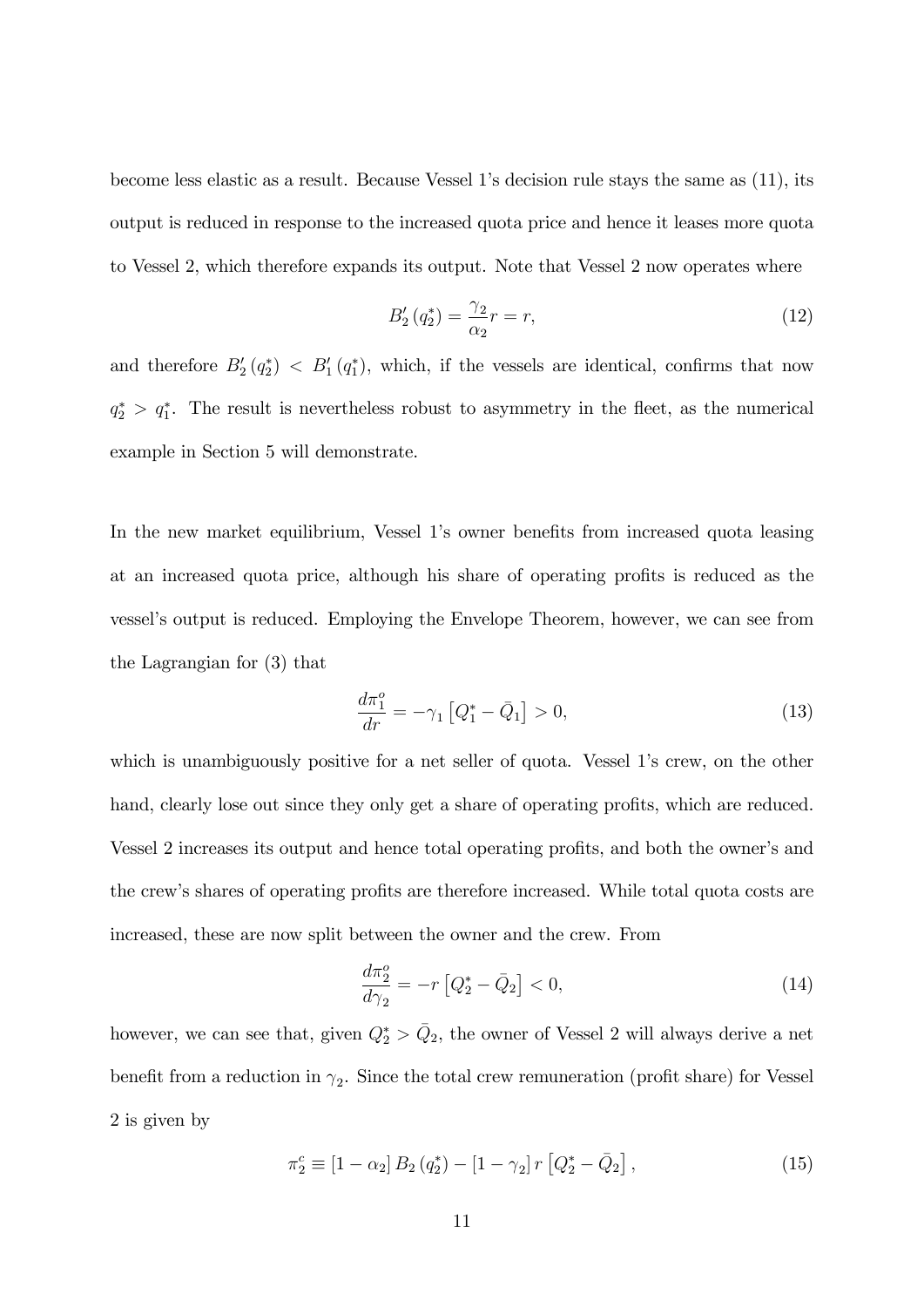become less elastic as a result. Because Vessel 1's decision rule stays the same as (11), its output is reduced in response to the increased quota price and hence it leases more quota to Vessel 2, which therefore expands its output. Note that Vessel 2 now operates where

$$B_2'\left(q_2^*\right) = \frac{\gamma_2}{\alpha_2} r = r, \tag{12}$$

and therefore $B_2'\left(q_2^*\right) < B_1'\left(q_1^*\right)$, which, if the vessels are identical, confirms that now $q_2^* > q_1^*$. The result is nevertheless robust to asymmetry in the fleet, as the numerical example in Section 5 will demonstrate.

In the new market equilibrium, Vessel 1's owner benefits from increased quota leasing at an increased quota price, although his share of operating profits is reduced as the vessel's output is reduced. Employing the Envelope Theorem, however, we can see from the Lagrangian for (3) that

$$\frac{d\pi_1^o}{dr} = -\gamma_1 \left[Q_1^* - \bar{Q}_1\right] > 0, \tag{13}$$

which is unambiguously positive for a net seller of quota. Vessel 1's crew, on the other hand, clearly lose out since they only get a share of operating profits, which are reduced. Vessel 2 increases its output and hence total operating profits, and both the owner's and the crew's shares of operating profits are therefore increased. While total quota costs are increased, these are now split between the owner and the crew. From

$$\frac{d\pi_2^o}{d\gamma_2} = -r \left[Q_2^* - \bar{Q}_2\right] < 0, \tag{14}$$

however, we can see that, given $Q_2^* > \bar{Q}_2$, the owner of Vessel 2 will always derive a net benefit from a reduction in $\gamma_2$. Since the total crew remuneration (profit share) for Vessel 2 is given by

$$\pi_2^c \equiv \left[1 - \alpha_2\right] B_2\left(q_2^*\right) - \left[1 - \gamma_2\right] r \left[Q_2^* - \bar{Q}_2\right], \tag{15}$$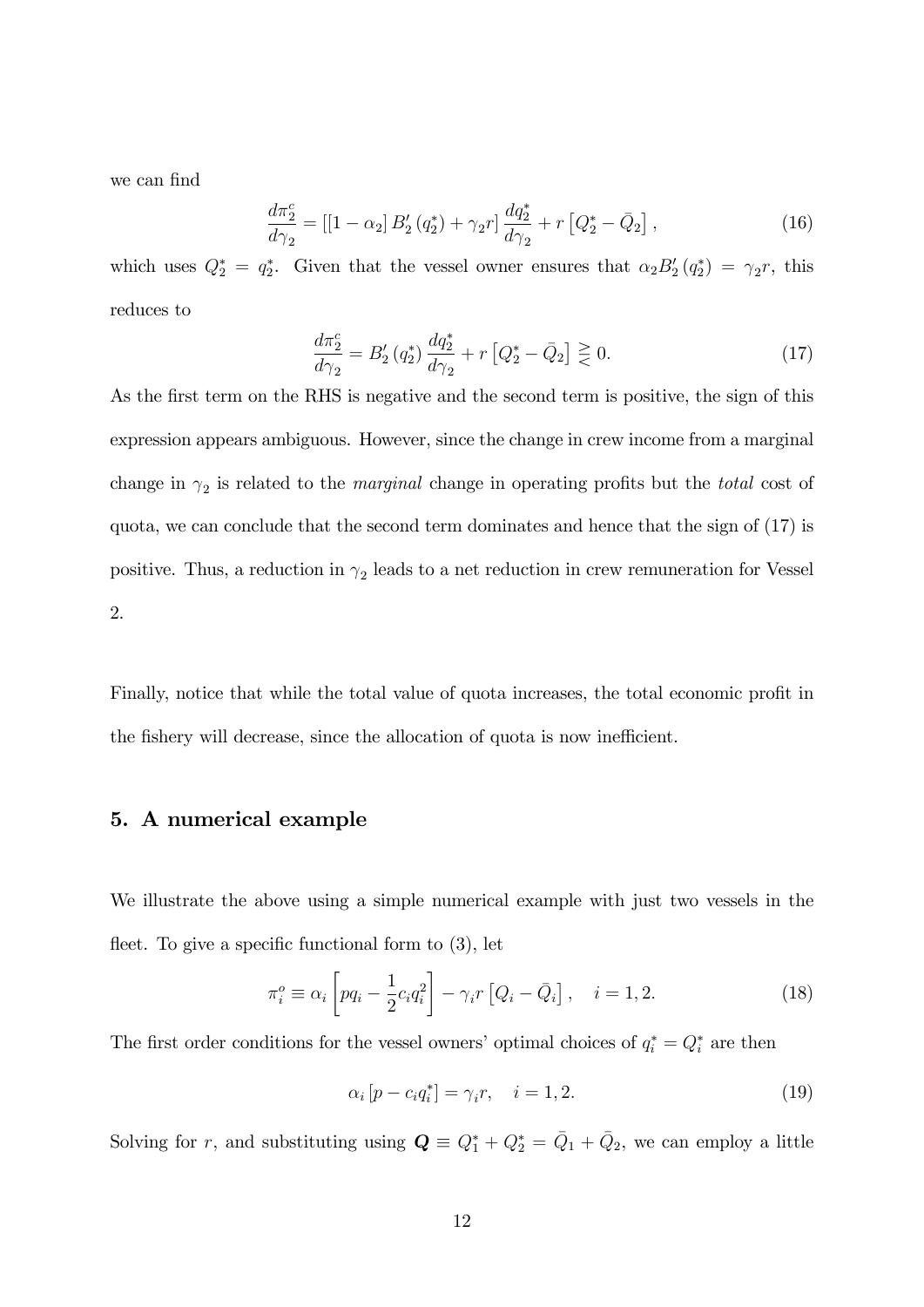we can find

$$\frac{d\pi_2^c}{d\gamma_2} = \left[[1-\alpha_2]\, B_2'(q_2^*) + \gamma_2 r\right] \frac{dq_2^*}{d\gamma_2} + r\left[Q_2^* - \bar{Q}_2\right], \tag{16}$$

which uses $Q_2^* = q_2^*$. Given that the vessel owner ensures that $\alpha_2 B_2'(q_2^*) = \gamma_2 r$, this reduces to

$$\frac{d\pi_2^c}{d\gamma_2} = B_2'(q_2^*) \frac{dq_2^*}{d\gamma_2} + r\left[Q_2^* - \bar{Q}_2\right] \gtreqless 0. \tag{17}$$

As the first term on the RHS is negative and the second term is positive, the sign of this expression appears ambiguous. However, since the change in crew income from a marginal change in $\gamma_2$ is related to the *marginal* change in operating profits but the *total* cost of quota, we can conclude that the second term dominates and hence that the sign of (17) is positive. Thus, a reduction in $\gamma_2$ leads to a net reduction in crew remuneration for Vessel 2.

Finally, notice that while the total value of quota increases, the total economic profit in the fishery will decrease, since the allocation of quota is now inefficient.

## 5. A numerical example

We illustrate the above using a simple numerical example with just two vessels in the fleet. To give a specific functional form to (3), let

$$\pi_i^o \equiv \alpha_i\left[pq_i - \frac{1}{2}c_i q_i^2\right] - \gamma_i r\left[Q_i - \bar{Q}_i\right], \quad i = 1, 2. \tag{18}$$

The first order conditions for the vessel owners' optimal choices of $q_i^* = Q_i^*$ are then

$$\alpha_i\left[p - c_i q_i^*\right] = \gamma_i r, \quad i = 1, 2. \tag{19}$$

Solving for $r$, and substituting using $\boldsymbol{Q} \equiv Q_1^* + Q_2^* = \bar{Q}_1 + \bar{Q}_2$, we can employ a little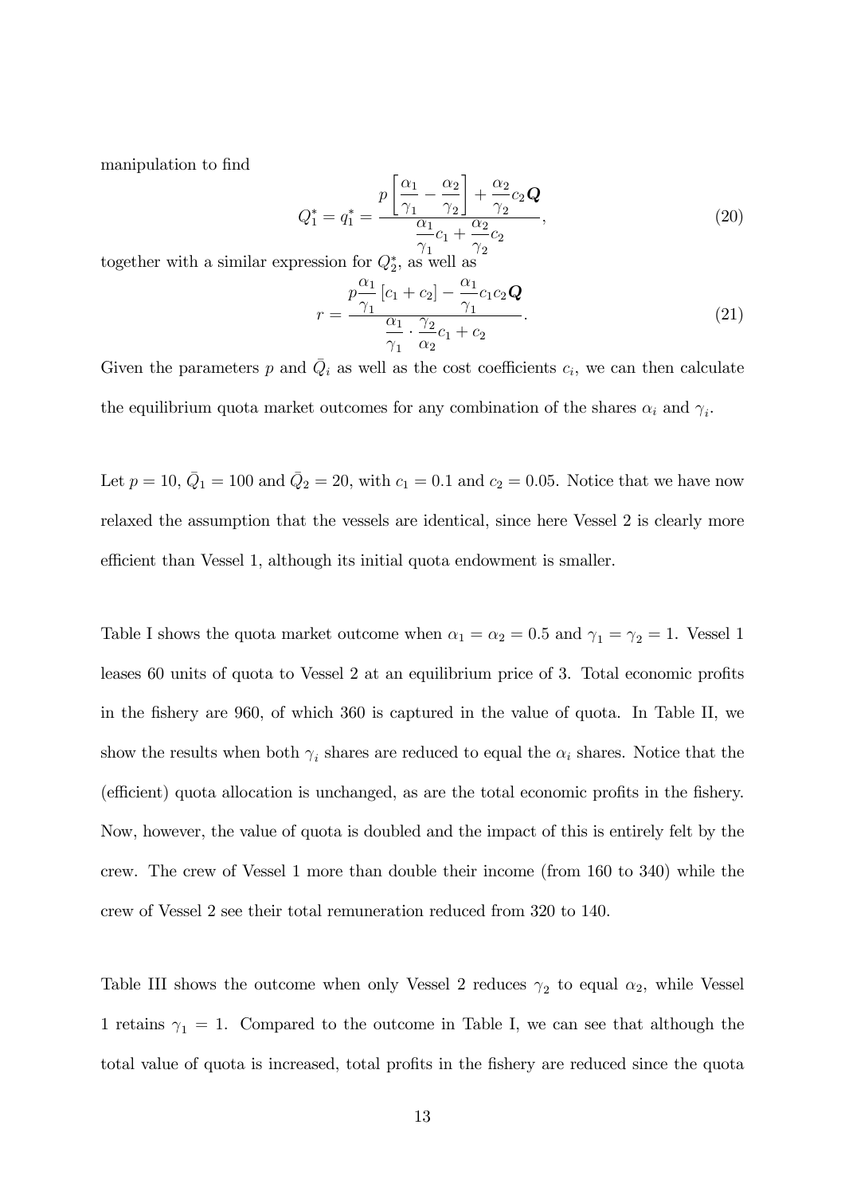manipulation to find

$$Q_1^* = q_1^* = \frac{p\left[\dfrac{\alpha_1}{\gamma_1} - \dfrac{\alpha_2}{\gamma_2}\right] + \dfrac{\alpha_2}{\gamma_2} c_2 \boldsymbol{Q}}{\dfrac{\alpha_1}{\gamma_1} c_1 + \dfrac{\alpha_2}{\gamma_2} c_2}, \tag{20}$$

together with a similar expression for $Q_2^*$, as well as

$$r = \frac{p\dfrac{\alpha_1}{\gamma_1}\left[c_1 + c_2\right] - \dfrac{\alpha_1}{\gamma_1} c_1 c_2 \boldsymbol{Q}}{\dfrac{\alpha_1}{\gamma_1} \cdot \dfrac{\gamma_2}{\alpha_2} c_1 + c_2}. \tag{21}$$

Given the parameters $p$ and $\bar{Q}_i$ as well as the cost coefficients $c_i$, we can then calculate the equilibrium quota market outcomes for any combination of the shares $\alpha_i$ and $\gamma_i$.

Let $p = 10$, $\bar{Q}_1 = 100$ and $\bar{Q}_2 = 20$, with $c_1 = 0.1$ and $c_2 = 0.05$. Notice that we have now relaxed the assumption that the vessels are identical, since here Vessel 2 is clearly more efficient than Vessel 1, although its initial quota endowment is smaller.

Table I shows the quota market outcome when $\alpha_1 = \alpha_2 = 0.5$ and $\gamma_1 = \gamma_2 = 1$. Vessel 1 leases 60 units of quota to Vessel 2 at an equilibrium price of 3. Total economic profits in the fishery are 960, of which 360 is captured in the value of quota. In Table II, we show the results when both $\gamma_i$ shares are reduced to equal the $\alpha_i$ shares. Notice that the (efficient) quota allocation is unchanged, as are the total economic profits in the fishery. Now, however, the value of quota is doubled and the impact of this is entirely felt by the crew. The crew of Vessel 1 more than double their income (from 160 to 340) while the crew of Vessel 2 see their total remuneration reduced from 320 to 140.

Table III shows the outcome when only Vessel 2 reduces $\gamma_2$ to equal $\alpha_2$, while Vessel 1 retains $\gamma_1 = 1$. Compared to the outcome in Table I, we can see that although the total value of quota is increased, total profits in the fishery are reduced since the quota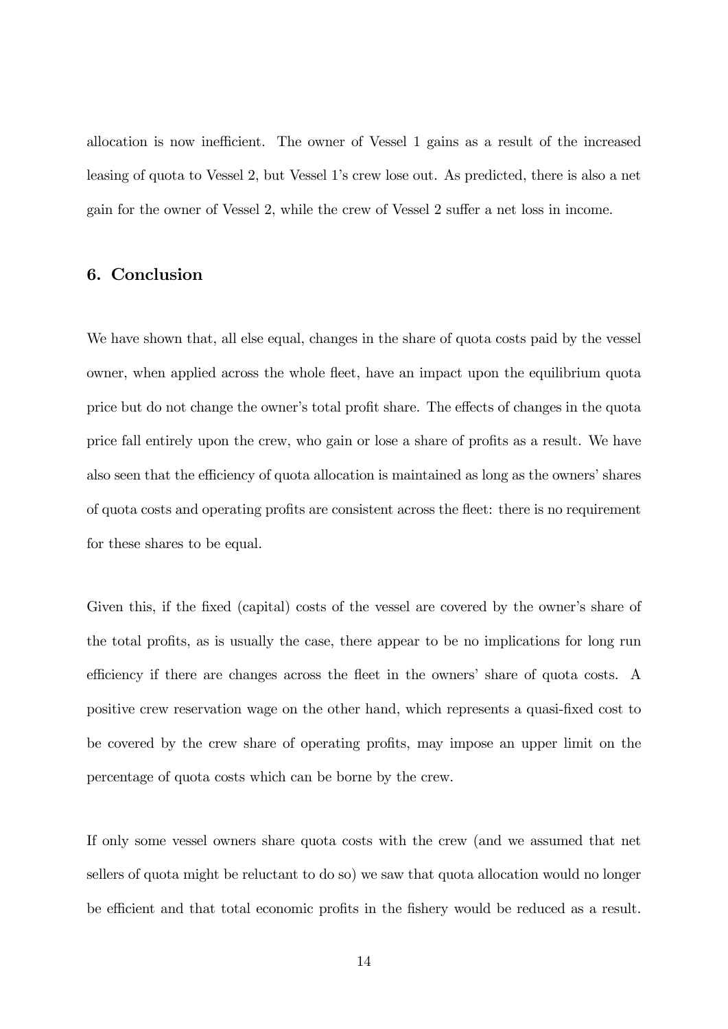allocation is now inefficient. The owner of Vessel 1 gains as a result of the increased leasing of quota to Vessel 2, but Vessel 1's crew lose out. As predicted, there is also a net gain for the owner of Vessel 2, while the crew of Vessel 2 suffer a net loss in income.

## 6. Conclusion

We have shown that, all else equal, changes in the share of quota costs paid by the vessel owner, when applied across the whole fleet, have an impact upon the equilibrium quota price but do not change the owner's total profit share. The effects of changes in the quota price fall entirely upon the crew, who gain or lose a share of profits as a result. We have also seen that the efficiency of quota allocation is maintained as long as the owners' shares of quota costs and operating profits are consistent across the fleet: there is no requirement for these shares to be equal.

Given this, if the fixed (capital) costs of the vessel are covered by the owner's share of the total profits, as is usually the case, there appear to be no implications for long run efficiency if there are changes across the fleet in the owners' share of quota costs. A positive crew reservation wage on the other hand, which represents a quasi-fixed cost to be covered by the crew share of operating profits, may impose an upper limit on the percentage of quota costs which can be borne by the crew.

If only some vessel owners share quota costs with the crew (and we assumed that net sellers of quota might be reluctant to do so) we saw that quota allocation would no longer be efficient and that total economic profits in the fishery would be reduced as a result.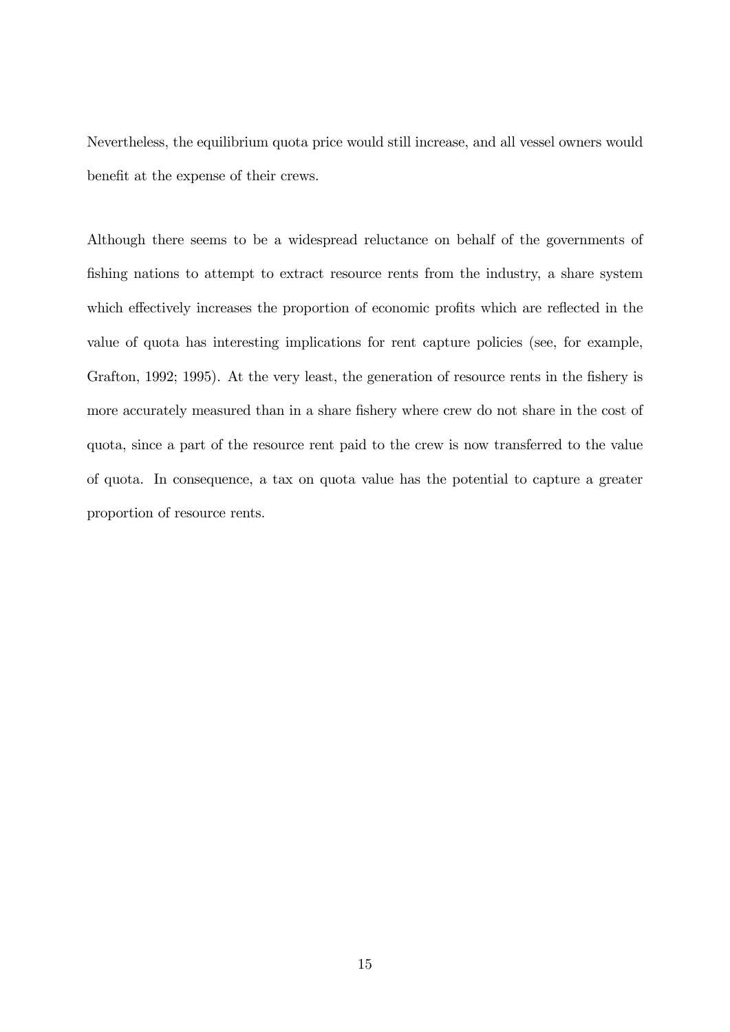Nevertheless, the equilibrium quota price would still increase, and all vessel owners would benefit at the expense of their crews.

Although there seems to be a widespread reluctance on behalf of the governments of fishing nations to attempt to extract resource rents from the industry, a share system which effectively increases the proportion of economic profits which are reflected in the value of quota has interesting implications for rent capture policies (see, for example, Grafton, 1992; 1995). At the very least, the generation of resource rents in the fishery is more accurately measured than in a share fishery where crew do not share in the cost of quota, since a part of the resource rent paid to the crew is now transferred to the value of quota. In consequence, a tax on quota value has the potential to capture a greater proportion of resource rents.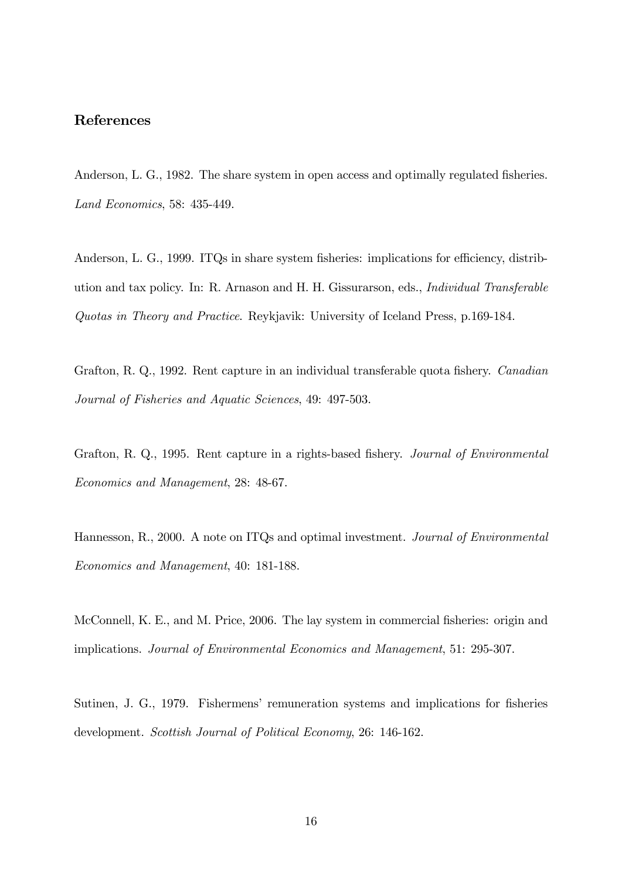## References

Anderson, L. G., 1982. The share system in open access and optimally regulated fisheries. *Land Economics*, 58: 435-449.

Anderson, L. G., 1999. ITQs in share system fisheries: implications for efficiency, distribution and tax policy. In: R. Arnason and H. H. Gissurarson, eds., *Individual Transferable Quotas in Theory and Practice*. Reykjavik: University of Iceland Press, p.169-184.

Grafton, R. Q., 1992. Rent capture in an individual transferable quota fishery. *Canadian Journal of Fisheries and Aquatic Sciences*, 49: 497-503.

Grafton, R. Q., 1995. Rent capture in a rights-based fishery. *Journal of Environmental Economics and Management*, 28: 48-67.

Hannesson, R., 2000. A note on ITQs and optimal investment. *Journal of Environmental Economics and Management*, 40: 181-188.

McConnell, K. E., and M. Price, 2006. The lay system in commercial fisheries: origin and implications. *Journal of Environmental Economics and Management*, 51: 295-307.

Sutinen, J. G., 1979. Fishermens' remuneration systems and implications for fisheries development. *Scottish Journal of Political Economy*, 26: 146-162.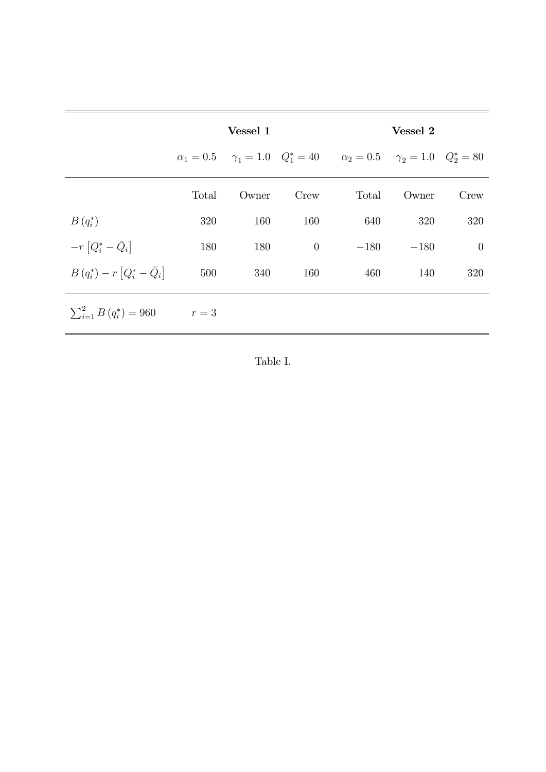| | Vessel 1 | | | Vessel 2 | | |
|---|---|---|---|---|---|---|
| | $\alpha_1 = 0.5$ | $\gamma_1 = 1.0$ | $Q_1^* = 40$ | $\alpha_2 = 0.5$ | $\gamma_2 = 1.0$ | $Q_2^* = 80$ |
| | Total | Owner | Crew | Total | Owner | Crew |
| $B(q_i^*)$ | 320 | 160 | 160 | 640 | 320 | 320 |
| $-r\left[Q_i^* - \bar{Q}_i\right]$ | 180 | 180 | 0 | $-180$ | $-180$ | 0 |
| $B(q_i^*) - r\left[Q_i^* - \bar{Q}_i\right]$ | 500 | 340 | 160 | 460 | 140 | 320 |
| $\sum_{i=1}^{2} B(q_i^*) = 960$ | $r = 3$ | | | | | |

Table I.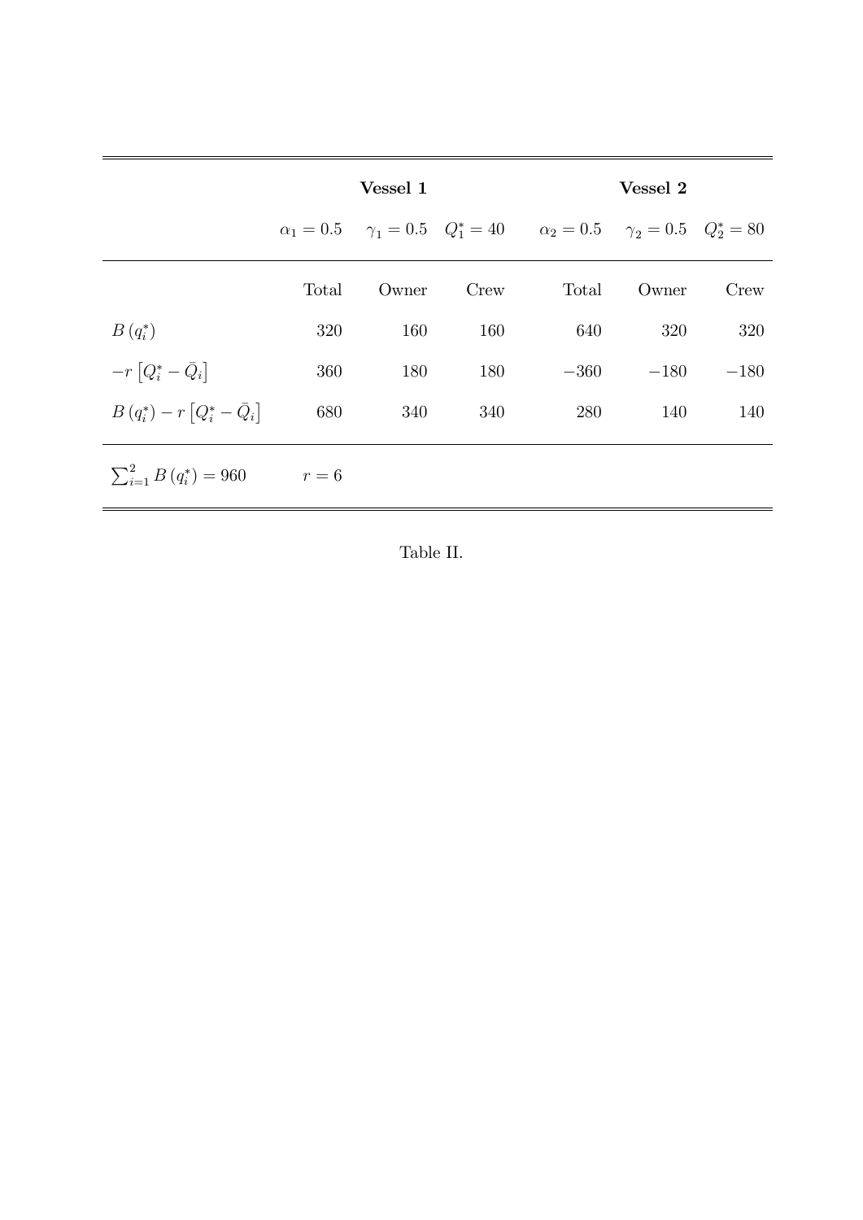| | Vessel 1 | | | Vessel 2 | | |
|---|---|---|---|---|---|---|
| | $\alpha_1 = 0.5$ | $\gamma_1 = 0.5$ | $Q_1^* = 40$ | $\alpha_2 = 0.5$ | $\gamma_2 = 0.5$ | $Q_2^* = 80$ |
| | Total | Owner | Crew | Total | Owner | Crew |
| $B(q_i^*)$ | 320 | 160 | 160 | 640 | 320 | 320 |
| $-r\left[Q_i^* - \bar{Q}_i\right]$ | 360 | 180 | 180 | $-360$ | $-180$ | $-180$ |
| $B(q_i^*) - r\left[Q_i^* - \bar{Q}_i\right]$ | 680 | 340 | 340 | 280 | 140 | 140 |
| $\sum_{i=1}^{2} B(q_i^*) = 960$ | $r = 6$ | | | | | |

Table II.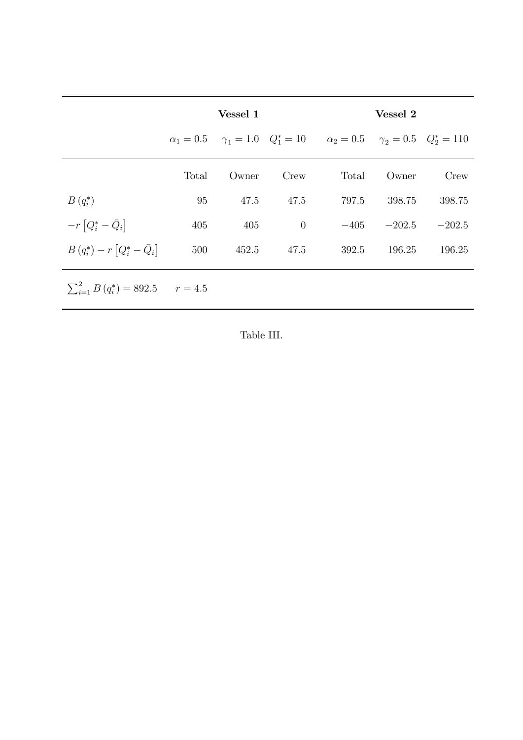| | Vessel 1 | | | Vessel 2 | | |
|---|---|---|---|---|---|---|
| | $\alpha_1 = 0.5$ | $\gamma_1 = 1.0$ | $Q_1^* = 10$ | $\alpha_2 = 0.5$ | $\gamma_2 = 0.5$ | $Q_2^* = 110$ |
| | Total | Owner | Crew | Total | Owner | Crew |
| $B(q_i^*)$ | 95 | 47.5 | 47.5 | 797.5 | 398.75 | 398.75 |
| $-r\left[Q_i^* - \bar{Q}_i\right]$ | 405 | 405 | 0 | $-405$ | $-202.5$ | $-202.5$ |
| $B(q_i^*) - r\left[Q_i^* - \bar{Q}_i\right]$ | 500 | 452.5 | 47.5 | 392.5 | 196.25 | 196.25 |
| $\sum_{i=1}^{2} B(q_i^*) = 892.5$ | $r = 4.5$ | | | | | |

Table III.